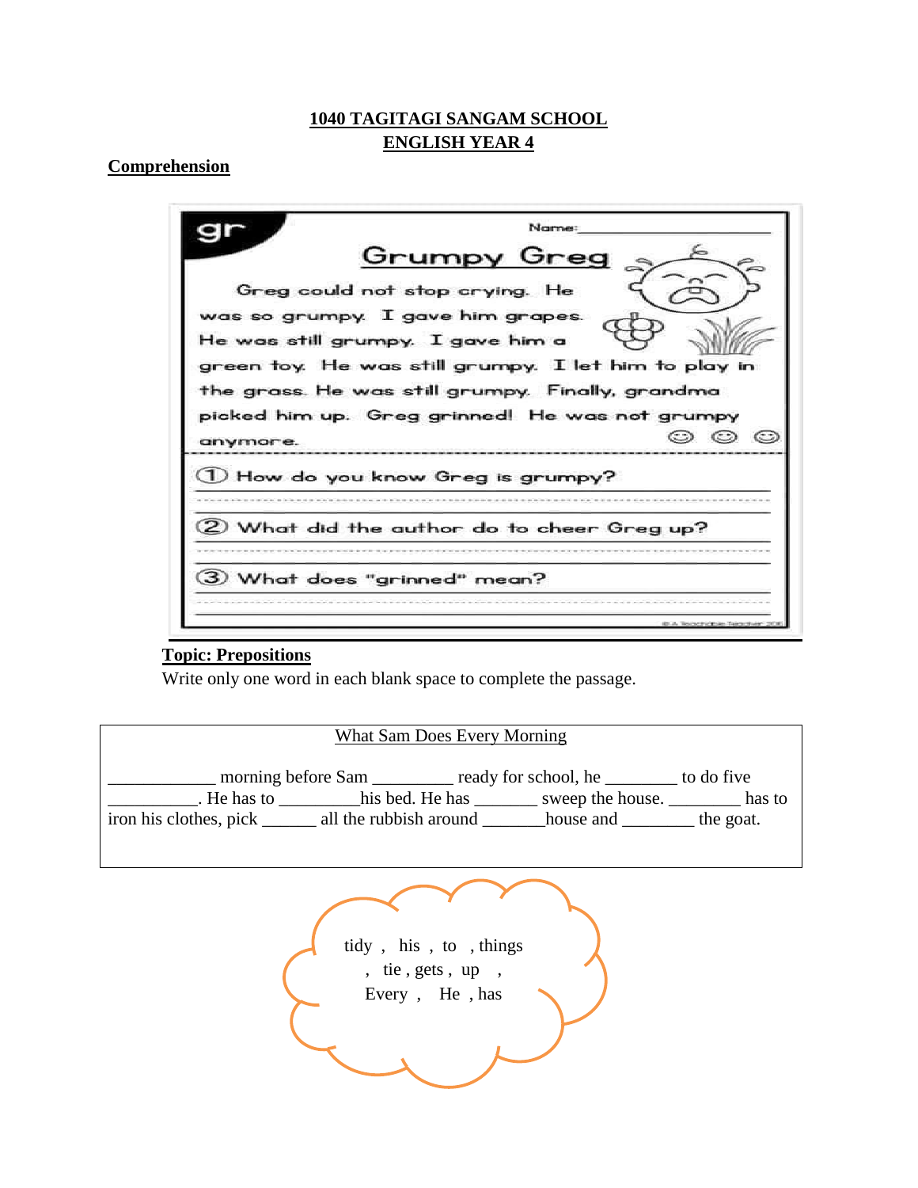**1040 TAGITAGI SANGAM SCHOOL**
**ENGLISH YEAR 4**

**Comprehension**

gr

Name: ____________________

## Grumpy Greg

Greg could not stop crying. He was so grumpy. I gave him grapes. He was still grumpy. I gave him a green toy. He was still grumpy. I let him to play in the grass. He was still grumpy. Finally, grandma picked him up. Greg grinned! He was not grumpy anymore.

1. How do you know Greg is grumpy?
______________________________________________

2. What did the author do to cheer Greg up?
______________________________________________

3. What does "grinned" mean?
______________________________________________

**Topic: Prepositions**

Write only one word in each blank space to complete the passage.

What Sam Does Every Morning

____________ morning before Sam _________ ready for school, he ________ to do five __________. He has to _________his bed. He has _______ sweep the house. ________ has to iron his clothes, pick ______ all the rubbish around _______house and ________ the goat.

tidy , his , to , things , tie , gets , up , Every , He , has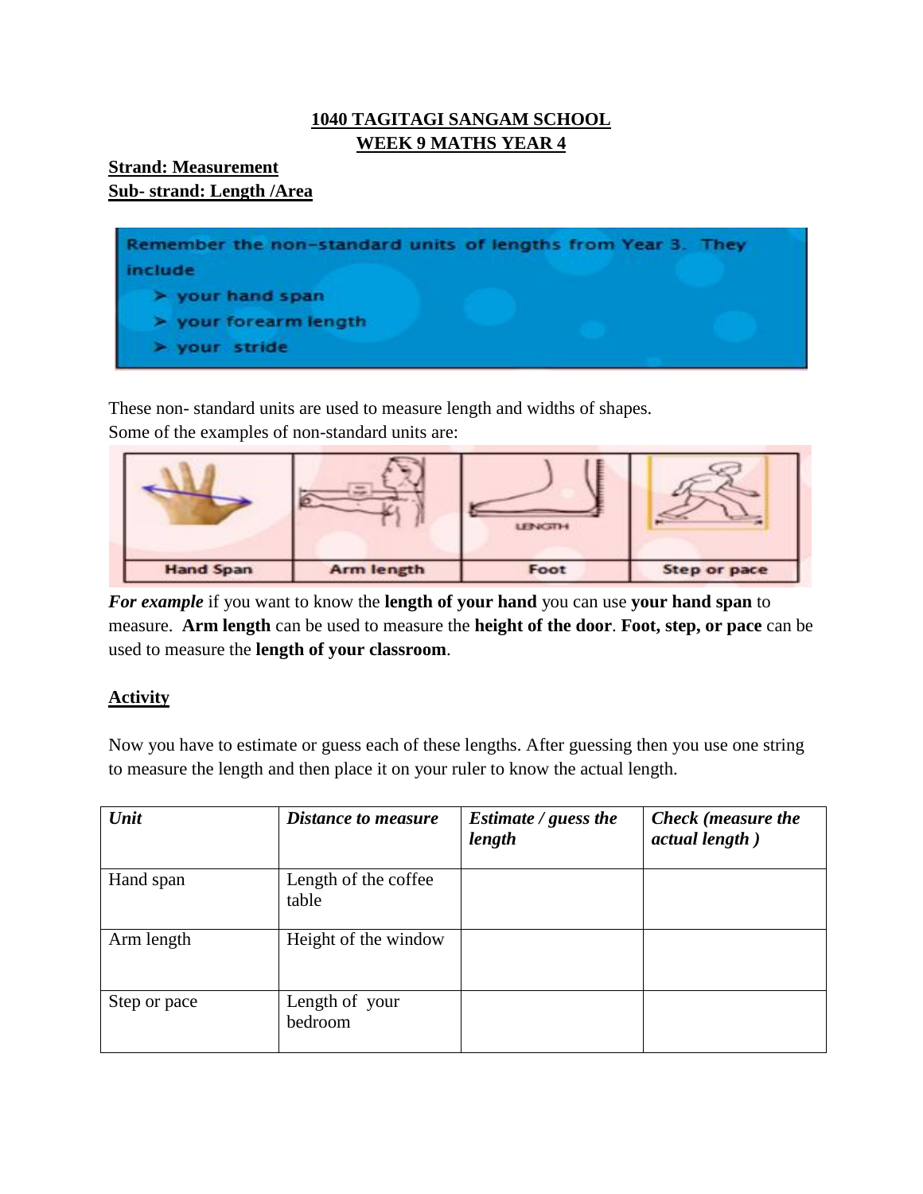**1040 TAGITAGI SANGAM SCHOOL**
**WEEK 9 MATHS YEAR 4**

**Strand: Measurement**
**Sub- strand: Length /Area**

Remember the non-standard units of lengths from Year 3. They include

- your hand span
- your forearm length
- your stride

These non- standard units are used to measure length and widths of shapes.
Some of the examples of non-standard units are:

| Hand Span | Arm length | Foot | Step or pace |
|---|---|---|---|

***For example*** if you want to know the **length of your hand** you can use **your hand span** to measure. **Arm length** can be used to measure the **height of the door**. **Foot, step, or pace** can be used to measure the **length of your classroom**.

## Activity

Now you have to estimate or guess each of these lengths. After guessing then you use one string to measure the length and then place it on your ruler to know the actual length.

| *Unit* | *Distance to measure* | *Estimate / guess the length* | *Check (measure the actual length )* |
|---|---|---|---|
| Hand span | Length of the coffee table | | |
| Arm length | Height of the window | | |
| Step or pace | Length of your bedroom | | |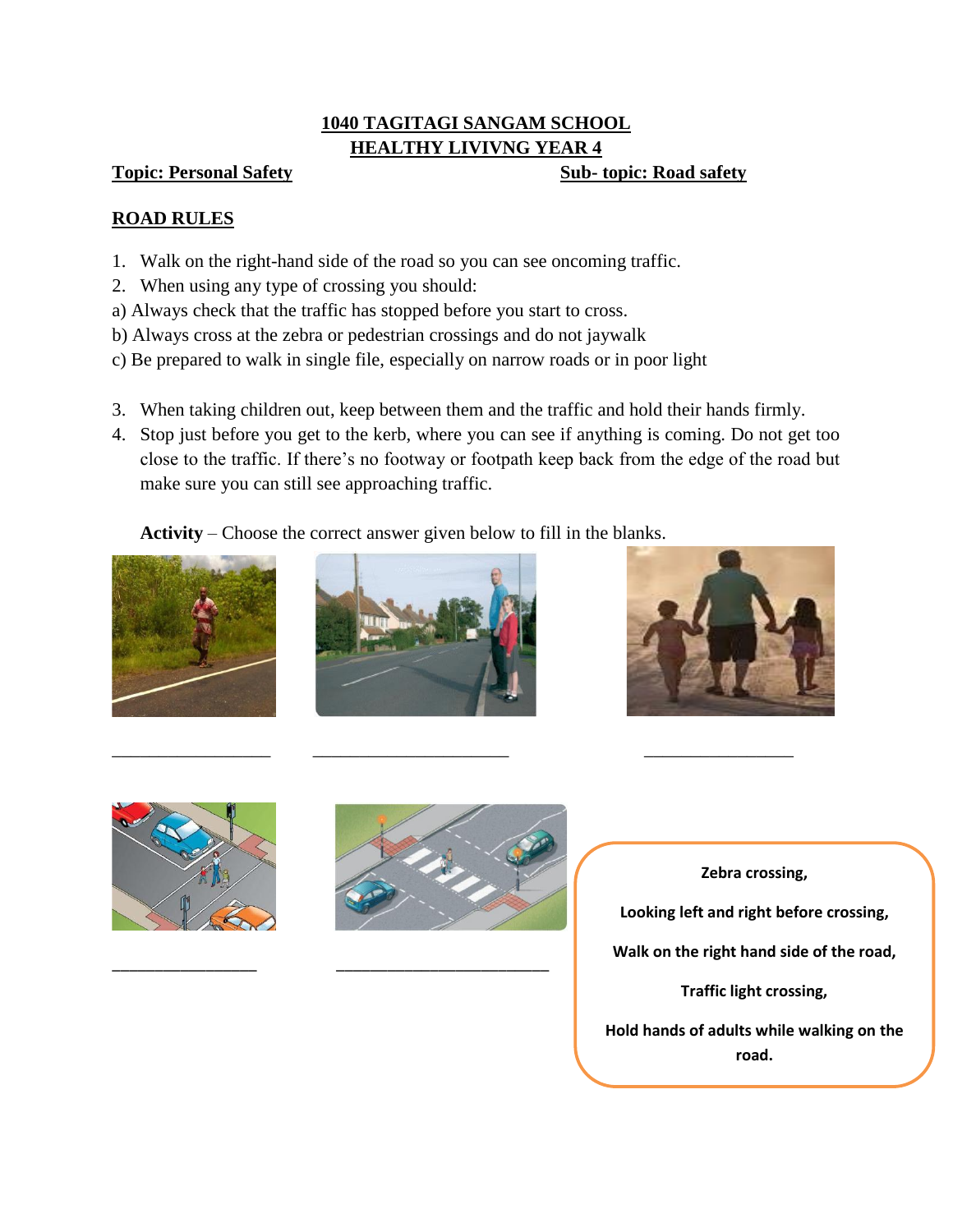**1040 TAGITAGI SANGAM SCHOOL**

**HEALTHY LIVIVNG YEAR 4**

**Topic: Personal Safety** | **Sub- topic: Road safety**

## ROAD RULES

1. Walk on the right-hand side of the road so you can see oncoming traffic.
2. When using any type of crossing you should:

a) Always check that the traffic has stopped before you start to cross.

b) Always cross at the zebra or pedestrian crossings and do not jaywalk

c) Be prepared to walk in single file, especially on narrow roads or in poor light

3. When taking children out, keep between them and the traffic and hold their hands firmly.
4. Stop just before you get to the kerb, where you can see if anything is coming. Do not get too close to the traffic. If there's no footway or footpath keep back from the edge of the road but make sure you can still see approaching traffic.

**Activity** – Choose the correct answer given below to fill in the blanks.

_________________ _____________________ ________________

________________ ________________________

**Zebra crossing,**

**Looking left and right before crossing,**

**Walk on the right hand side of the road,**

**Traffic light crossing,**

**Hold hands of adults while walking on the road.**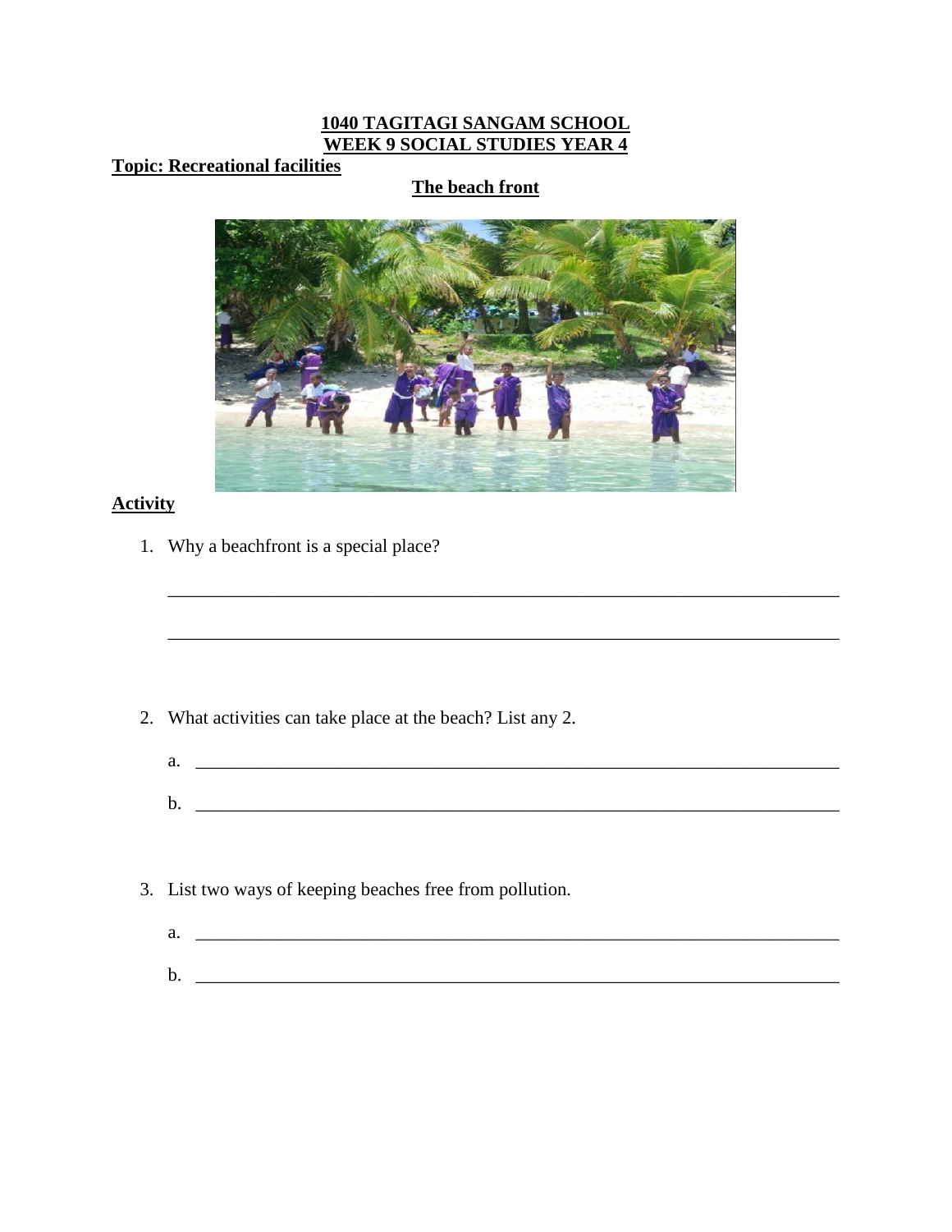**1040 TAGITAGI SANGAM SCHOOL**
**WEEK 9 SOCIAL STUDIES YEAR 4**

**Topic: Recreational facilities**

**The beach front**

**Activity**

1. Why a beachfront is a special place?

   ___________________________________________________________________________

   ___________________________________________________________________________

2. What activities can take place at the beach? List any 2.

   a. _________________________________________________________________________

   b. _________________________________________________________________________

3. List two ways of keeping beaches free from pollution.

   a. _________________________________________________________________________

   b. _________________________________________________________________________